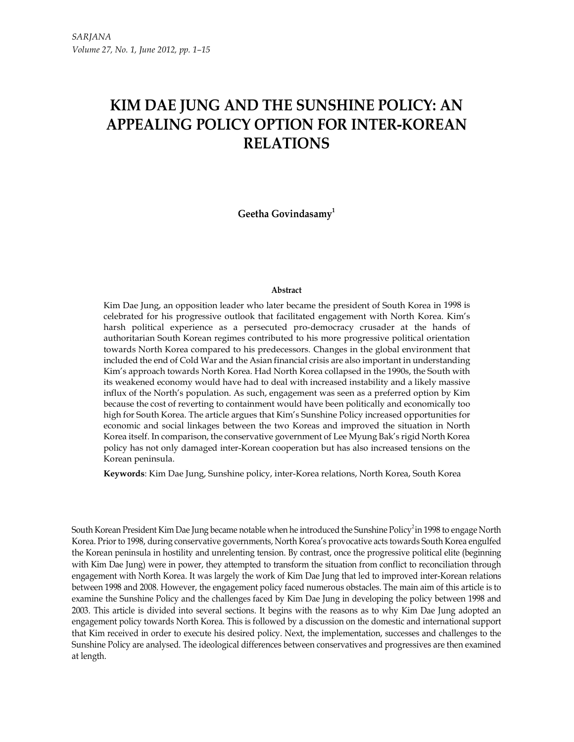# KIM DAE JUNG AND THE SUNSHINE POLICY: AN APPEALING POLICY OPTION FOR INTER-KOREAN RELATIONS

**Geetha Govindasamy**[1]

### Abstract

Kim Dae Jung, an opposition leader who later became the president of South Korea in 1998 is celebrated for his progressive outlook that facilitated engagement with North Korea. Kim's harsh political experience as a persecuted pro-democracy crusader at the hands of authoritarian South Korean regimes contributed to his more progressive political orientation towards North Korea compared to his predecessors. Changes in the global environment that included the end of Cold War and the Asian financial crisis are also important in understanding Kim's approach towards North Korea. Had North Korea collapsed in the 1990s, the South with its weakened economy would have had to deal with increased instability and a likely massive influx of the North's population. As such, engagement was seen as a preferred option by Kim because the cost of reverting to containment would have been politically and economically too high for South Korea. The article argues that Kim's Sunshine Policy increased opportunities for economic and social linkages between the two Koreas and improved the situation in North Korea itself. In comparison, the conservative government of Lee Myung Bak's rigid North Korea policy has not only damaged inter-Korean cooperation but has also increased tensions on the Korean peninsula.

**Keywords**: Kim Dae Jung, Sunshine policy, inter-Korea relations, North Korea, South Korea

South Korean President Kim Dae Jung became notable when he introduced the Sunshine Policy[2] in 1998 to engage North Korea. Prior to 1998, during conservative governments, North Korea's provocative acts towards South Korea engulfed the Korean peninsula in hostility and unrelenting tension. By contrast, once the progressive political elite (beginning with Kim Dae Jung) were in power, they attempted to transform the situation from conflict to reconciliation through engagement with North Korea. It was largely the work of Kim Dae Jung that led to improved inter-Korean relations between 1998 and 2008. However, the engagement policy faced numerous obstacles. The main aim of this article is to examine the Sunshine Policy and the challenges faced by Kim Dae Jung in developing the policy between 1998 and 2003. This article is divided into several sections. It begins with the reasons as to why Kim Dae Jung adopted an engagement policy towards North Korea. This is followed by a discussion on the domestic and international support that Kim received in order to execute his desired policy. Next, the implementation, successes and challenges to the Sunshine Policy are analysed. The ideological differences between conservatives and progressives are then examined at length.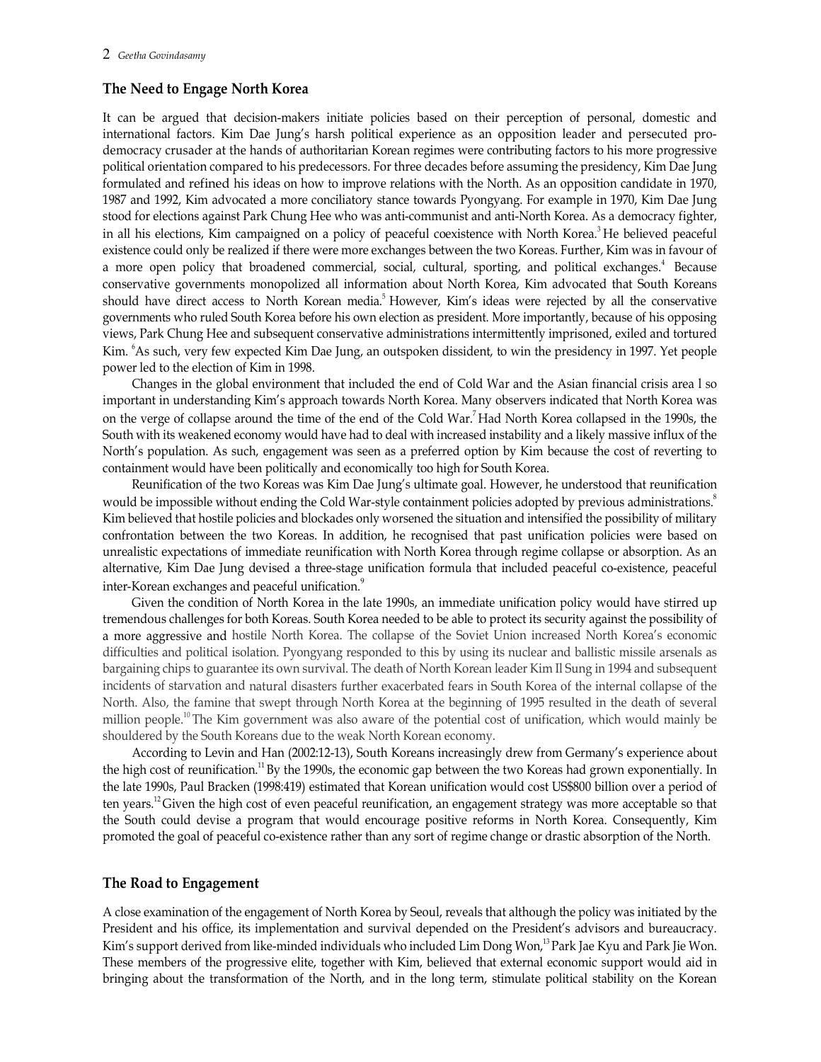## The Need to Engage North Korea

It can be argued that decision-makers initiate policies based on their perception of personal, domestic and international factors. Kim Dae Jung's harsh political experience as an opposition leader and persecuted pro-democracy crusader at the hands of authoritarian Korean regimes were contributing factors to his more progressive political orientation compared to his predecessors. For three decades before assuming the presidency, Kim Dae Jung formulated and refined his ideas on how to improve relations with the North. As an opposition candidate in 1970, 1987 and 1992, Kim advocated a more conciliatory stance towards Pyongyang. For example in 1970, Kim Dae Jung stood for elections against Park Chung Hee who was anti-communist and anti-North Korea. As a democracy fighter, in all his elections, Kim campaigned on a policy of peaceful coexistence with North Korea.[3] He believed peaceful existence could only be realized if there were more exchanges between the two Koreas. Further, Kim was in favour of a more open policy that broadened commercial, social, cultural, sporting, and political exchanges.[4] Because conservative governments monopolized all information about North Korea, Kim advocated that South Koreans should have direct access to North Korean media.[5] However, Kim's ideas were rejected by all the conservative governments who ruled South Korea before his own election as president. More importantly, because of his opposing views, Park Chung Hee and subsequent conservative administrations intermittently imprisoned, exiled and tortured Kim. [6]As such, very few expected Kim Dae Jung, an outspoken dissident, to win the presidency in 1997. Yet people power led to the election of Kim in 1998.

Changes in the global environment that included the end of Cold War and the Asian financial crisis area l so important in understanding Kim's approach towards North Korea. Many observers indicated that North Korea was on the verge of collapse around the time of the end of the Cold War.[7] Had North Korea collapsed in the 1990s, the South with its weakened economy would have had to deal with increased instability and a likely massive influx of the North's population. As such, engagement was seen as a preferred option by Kim because the cost of reverting to containment would have been politically and economically too high for South Korea.

Reunification of the two Koreas was Kim Dae Jung's ultimate goal. However, he understood that reunification would be impossible without ending the Cold War-style containment policies adopted by previous administrations.[8] Kim believed that hostile policies and blockades only worsened the situation and intensified the possibility of military confrontation between the two Koreas. In addition, he recognised that past unification policies were based on unrealistic expectations of immediate reunification with North Korea through regime collapse or absorption. As an alternative, Kim Dae Jung devised a three-stage unification formula that included peaceful co-existence, peaceful inter-Korean exchanges and peaceful unification.[9]

Given the condition of North Korea in the late 1990s, an immediate unification policy would have stirred up tremendous challenges for both Koreas. South Korea needed to be able to protect its security against the possibility of a more aggressive and hostile North Korea. The collapse of the Soviet Union increased North Korea's economic difficulties and political isolation. Pyongyang responded to this by using its nuclear and ballistic missile arsenals as bargaining chips to guarantee its own survival. The death of North Korean leader Kim Il Sung in 1994 and subsequent incidents of starvation and natural disasters further exacerbated fears in South Korea of the internal collapse of the North. Also, the famine that swept through North Korea at the beginning of 1995 resulted in the death of several million people.[10] The Kim government was also aware of the potential cost of unification, which would mainly be shouldered by the South Koreans due to the weak North Korean economy.

According to Levin and Han (2002:12-13), South Koreans increasingly drew from Germany's experience about the high cost of reunification.[11] By the 1990s, the economic gap between the two Koreas had grown exponentially. In the late 1990s, Paul Bracken (1998:419) estimated that Korean unification would cost US$800 billion over a period of ten years.[12] Given the high cost of even peaceful reunification, an engagement strategy was more acceptable so that the South could devise a program that would encourage positive reforms in North Korea. Consequently, Kim promoted the goal of peaceful co-existence rather than any sort of regime change or drastic absorption of the North.

## The Road to Engagement

A close examination of the engagement of North Korea by Seoul, reveals that although the policy was initiated by the President and his office, its implementation and survival depended on the President's advisors and bureaucracy. Kim's support derived from like-minded individuals who included Lim Dong Won,[13] Park Jae Kyu and Park Jie Won. These members of the progressive elite, together with Kim, believed that external economic support would aid in bringing about the transformation of the North, and in the long term, stimulate political stability on the Korean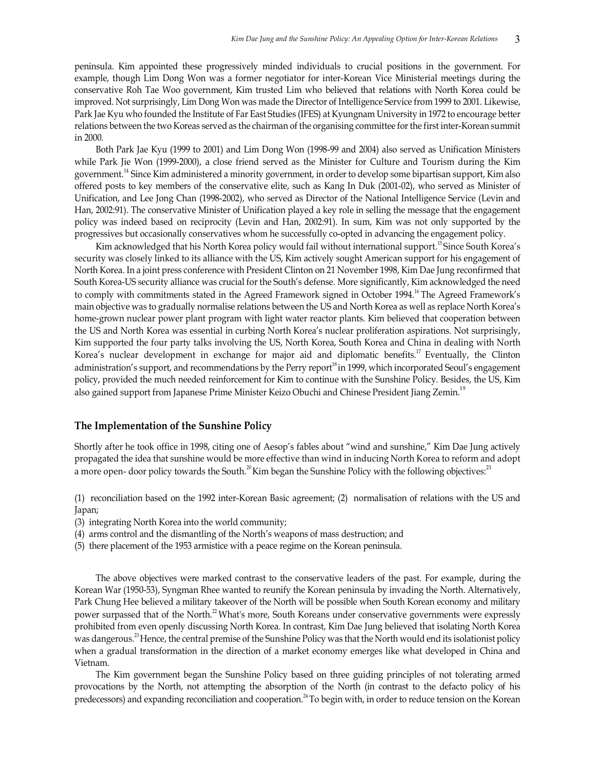peninsula. Kim appointed these progressively minded individuals to crucial positions in the government. For example, though Lim Dong Won was a former negotiator for inter-Korean Vice Ministerial meetings during the conservative Roh Tae Woo government, Kim trusted Lim who believed that relations with North Korea could be improved. Not surprisingly, Lim Dong Won was made the Director of Intelligence Service from 1999 to 2001. Likewise, Park Jae Kyu who founded the Institute of Far East Studies (IFES) at Kyungnam University in 1972 to encourage better relations between the two Koreas served as the chairman of the organising committee for the first inter-Korean summit in 2000.

Both Park Jae Kyu (1999 to 2001) and Lim Dong Won (1998-99 and 2004) also served as Unification Ministers while Park Jie Won (1999-2000), a close friend served as the Minister for Culture and Tourism during the Kim government.[14] Since Kim administered a minority government, in order to develop some bipartisan support, Kim also offered posts to key members of the conservative elite, such as Kang In Duk (2001-02), who served as Minister of Unification, and Lee Jong Chan (1998-2002), who served as Director of the National Intelligence Service (Levin and Han, 2002:91). The conservative Minister of Unification played a key role in selling the message that the engagement policy was indeed based on reciprocity (Levin and Han, 2002:91). In sum, Kim was not only supported by the progressives but occasionally conservatives whom he successfully co-opted in advancing the engagement policy.

Kim acknowledged that his North Korea policy would fail without international support.[15] Since South Korea's security was closely linked to its alliance with the US, Kim actively sought American support for his engagement of North Korea. In a joint press conference with President Clinton on 21 November 1998, Kim Dae Jung reconfirmed that South Korea-US security alliance was crucial for the South's defense. More significantly, Kim acknowledged the need to comply with commitments stated in the Agreed Framework signed in October 1994.[16] The Agreed Framework's main objective was to gradually normalise relations between the US and North Korea as well as replace North Korea's home-grown nuclear power plant program with light water reactor plants. Kim believed that cooperation between the US and North Korea was essential in curbing North Korea's nuclear proliferation aspirations. Not surprisingly, Kim supported the four party talks involving the US, North Korea, South Korea and China in dealing with North Korea's nuclear development in exchange for major aid and diplomatic benefits.[17] Eventually, the Clinton administration's support, and recommendations by the Perry report[18] in 1999, which incorporated Seoul's engagement policy, provided the much needed reinforcement for Kim to continue with the Sunshine Policy. Besides, the US, Kim also gained support from Japanese Prime Minister Keizo Obuchi and Chinese President Jiang Zemin.[19]

## The Implementation of the Sunshine Policy

Shortly after he took office in 1998, citing one of Aesop's fables about "wind and sunshine," Kim Dae Jung actively propagated the idea that sunshine would be more effective than wind in inducing North Korea to reform and adopt a more open- door policy towards the South.[20] Kim began the Sunshine Policy with the following objectives:[21]

(1) reconciliation based on the 1992 inter-Korean Basic agreement; (2) normalisation of relations with the US and Japan;
(3) integrating North Korea into the world community;
(4) arms control and the dismantling of the North's weapons of mass destruction; and
(5) there placement of the 1953 armistice with a peace regime on the Korean peninsula.

The above objectives were marked contrast to the conservative leaders of the past. For example, during the Korean War (1950-53), Syngman Rhee wanted to reunify the Korean peninsula by invading the North. Alternatively, Park Chung Hee believed a military takeover of the North will be possible when South Korean economy and military power surpassed that of the North.[22] What's more, South Koreans under conservative governments were expressly prohibited from even openly discussing North Korea. In contrast, Kim Dae Jung believed that isolating North Korea was dangerous.[23] Hence, the central premise of the Sunshine Policy was that the North would end its isolationist policy when a gradual transformation in the direction of a market economy emerges like what developed in China and Vietnam.

The Kim government began the Sunshine Policy based on three guiding principles of not tolerating armed provocations by the North, not attempting the absorption of the North (in contrast to the defacto policy of his predecessors) and expanding reconciliation and cooperation.[24] To begin with, in order to reduce tension on the Korean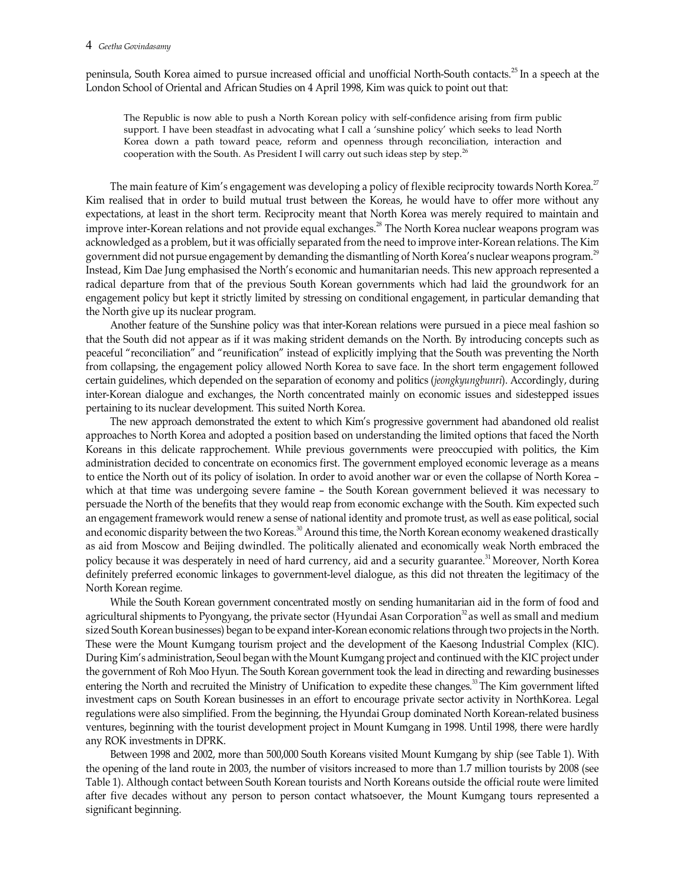peninsula, South Korea aimed to pursue increased official and unofficial North-South contacts.[25] In a speech at the London School of Oriental and African Studies on 4 April 1998, Kim was quick to point out that:

> The Republic is now able to push a North Korean policy with self-confidence arising from firm public support. I have been steadfast in advocating what I call a 'sunshine policy' which seeks to lead North Korea down a path toward peace, reform and openness through reconciliation, interaction and cooperation with the South. As President I will carry out such ideas step by step.[26]

The main feature of Kim's engagement was developing a policy of flexible reciprocity towards North Korea.[27] Kim realised that in order to build mutual trust between the Koreas, he would have to offer more without any expectations, at least in the short term. Reciprocity meant that North Korea was merely required to maintain and improve inter-Korean relations and not provide equal exchanges.[28] The North Korea nuclear weapons program was acknowledged as a problem, but it was officially separated from the need to improve inter-Korean relations. The Kim government did not pursue engagement by demanding the dismantling of North Korea's nuclear weapons program.[29] Instead, Kim Dae Jung emphasised the North's economic and humanitarian needs. This new approach represented a radical departure from that of the previous South Korean governments which had laid the groundwork for an engagement policy but kept it strictly limited by stressing on conditional engagement, in particular demanding that the North give up its nuclear program.

Another feature of the Sunshine policy was that inter-Korean relations were pursued in a piece meal fashion so that the South did not appear as if it was making strident demands on the North. By introducing concepts such as peaceful "reconciliation" and "reunification" instead of explicitly implying that the South was preventing the North from collapsing, the engagement policy allowed North Korea to save face. In the short term engagement followed certain guidelines, which depended on the separation of economy and politics (*jeongkyungbunri*). Accordingly, during inter-Korean dialogue and exchanges, the North concentrated mainly on economic issues and sidestepped issues pertaining to its nuclear development. This suited North Korea.

The new approach demonstrated the extent to which Kim's progressive government had abandoned old realist approaches to North Korea and adopted a position based on understanding the limited options that faced the North Koreans in this delicate rapprochement. While previous governments were preoccupied with politics, the Kim administration decided to concentrate on economics first. The government employed economic leverage as a means to entice the North out of its policy of isolation. In order to avoid another war or even the collapse of North Korea – which at that time was undergoing severe famine – the South Korean government believed it was necessary to persuade the North of the benefits that they would reap from economic exchange with the South. Kim expected such an engagement framework would renew a sense of national identity and promote trust, as well as ease political, social and economic disparity between the two Koreas.[30] Around this time, the North Korean economy weakened drastically as aid from Moscow and Beijing dwindled. The politically alienated and economically weak North embraced the policy because it was desperately in need of hard currency, aid and a security guarantee.[31] Moreover, North Korea definitely preferred economic linkages to government-level dialogue, as this did not threaten the legitimacy of the North Korean regime.

While the South Korean government concentrated mostly on sending humanitarian aid in the form of food and agricultural shipments to Pyongyang, the private sector (Hyundai Asan Corporation[32] as well as small and medium sized South Korean businesses) began to be expand inter-Korean economic relations through two projects in the North. These were the Mount Kumgang tourism project and the development of the Kaesong Industrial Complex (KIC). During Kim's administration, Seoul began with the Mount Kumgang project and continued with the KIC project under the government of Roh Moo Hyun. The South Korean government took the lead in directing and rewarding businesses entering the North and recruited the Ministry of Unification to expedite these changes.[33] The Kim government lifted investment caps on South Korean businesses in an effort to encourage private sector activity in NorthKorea. Legal regulations were also simplified. From the beginning, the Hyundai Group dominated North Korean-related business ventures, beginning with the tourist development project in Mount Kumgang in 1998. Until 1998, there were hardly any ROK investments in DPRK.

Between 1998 and 2002, more than 500,000 South Koreans visited Mount Kumgang by ship (see Table 1). With the opening of the land route in 2003, the number of visitors increased to more than 1.7 million tourists by 2008 (see Table 1). Although contact between South Korean tourists and North Koreans outside the official route were limited after five decades without any person to person contact whatsoever, the Mount Kumgang tours represented a significant beginning.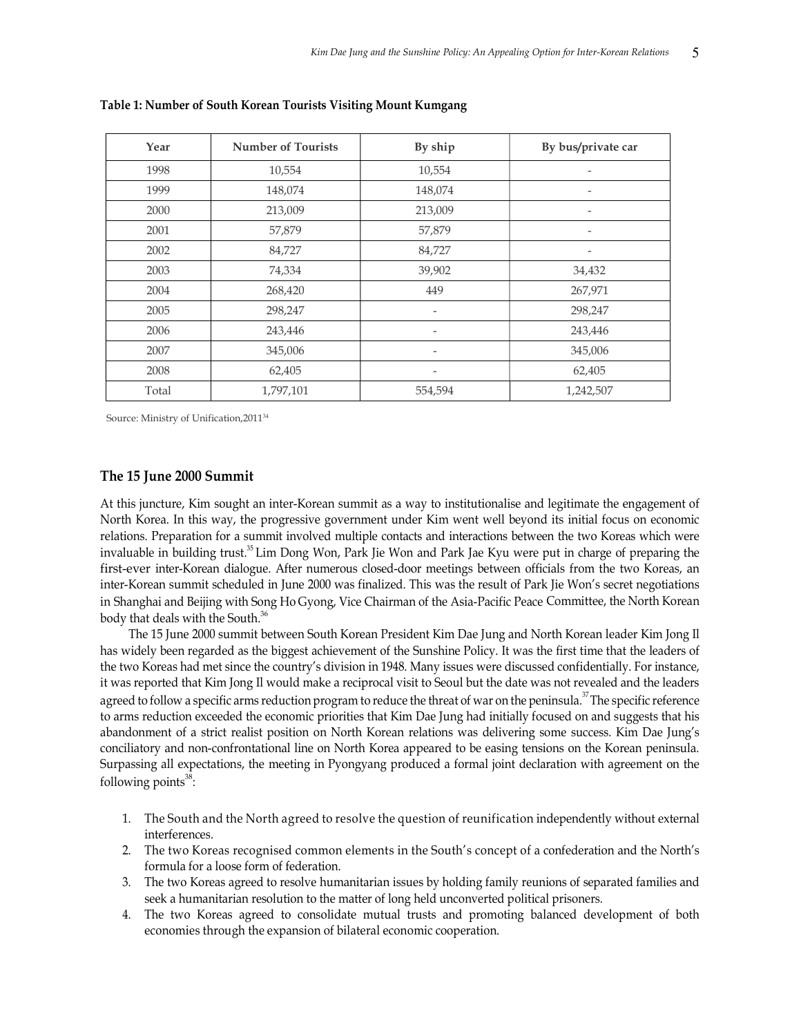**Table 1: Number of South Korean Tourists Visiting Mount Kumgang**

| Year | Number of Tourists | By ship | By bus/private car |
|---|---|---|---|
| 1998 | 10,554 | 10,554 | - |
| 1999 | 148,074 | 148,074 | - |
| 2000 | 213,009 | 213,009 | - |
| 2001 | 57,879 | 57,879 | - |
| 2002 | 84,727 | 84,727 | - |
| 2003 | 74,334 | 39,902 | 34,432 |
| 2004 | 268,420 | 449 | 267,971 |
| 2005 | 298,247 | - | 298,247 |
| 2006 | 243,446 | - | 243,446 |
| 2007 | 345,006 | - | 345,006 |
| 2008 | 62,405 | - | 62,405 |
| Total | 1,797,101 | 554,594 | 1,242,507 |

Source: Ministry of Unification,2011[34]

## The 15 June 2000 Summit

At this juncture, Kim sought an inter-Korean summit as a way to institutionalise and legitimate the engagement of North Korea. In this way, the progressive government under Kim went well beyond its initial focus on economic relations. Preparation for a summit involved multiple contacts and interactions between the two Koreas which were invaluable in building trust.[35] Lim Dong Won, Park Jie Won and Park Jae Kyu were put in charge of preparing the first-ever inter-Korean dialogue. After numerous closed-door meetings between officials from the two Koreas, an inter-Korean summit scheduled in June 2000 was finalized. This was the result of Park Jie Won's secret negotiations in Shanghai and Beijing with Song Ho Gyong, Vice Chairman of the Asia-Pacific Peace Committee, the North Korean body that deals with the South.[36]

The 15 June 2000 summit between South Korean President Kim Dae Jung and North Korean leader Kim Jong Il has widely been regarded as the biggest achievement of the Sunshine Policy. It was the first time that the leaders of the two Koreas had met since the country's division in 1948. Many issues were discussed confidentially. For instance, it was reported that Kim Jong Il would make a reciprocal visit to Seoul but the date was not revealed and the leaders agreed to follow a specific arms reduction program to reduce the threat of war on the peninsula.[37] The specific reference to arms reduction exceeded the economic priorities that Kim Dae Jung had initially focused on and suggests that his abandonment of a strict realist position on North Korean relations was delivering some success. Kim Dae Jung's conciliatory and non-confrontational line on North Korea appeared to be easing tensions on the Korean peninsula. Surpassing all expectations, the meeting in Pyongyang produced a formal joint declaration with agreement on the following points[38]:

1. The South and the North agreed to resolve the question of reunification independently without external interferences.
2. The two Koreas recognised common elements in the South's concept of a confederation and the North's formula for a loose form of federation.
3. The two Koreas agreed to resolve humanitarian issues by holding family reunions of separated families and seek a humanitarian resolution to the matter of long held unconverted political prisoners.
4. The two Koreas agreed to consolidate mutual trusts and promoting balanced development of both economies through the expansion of bilateral economic cooperation.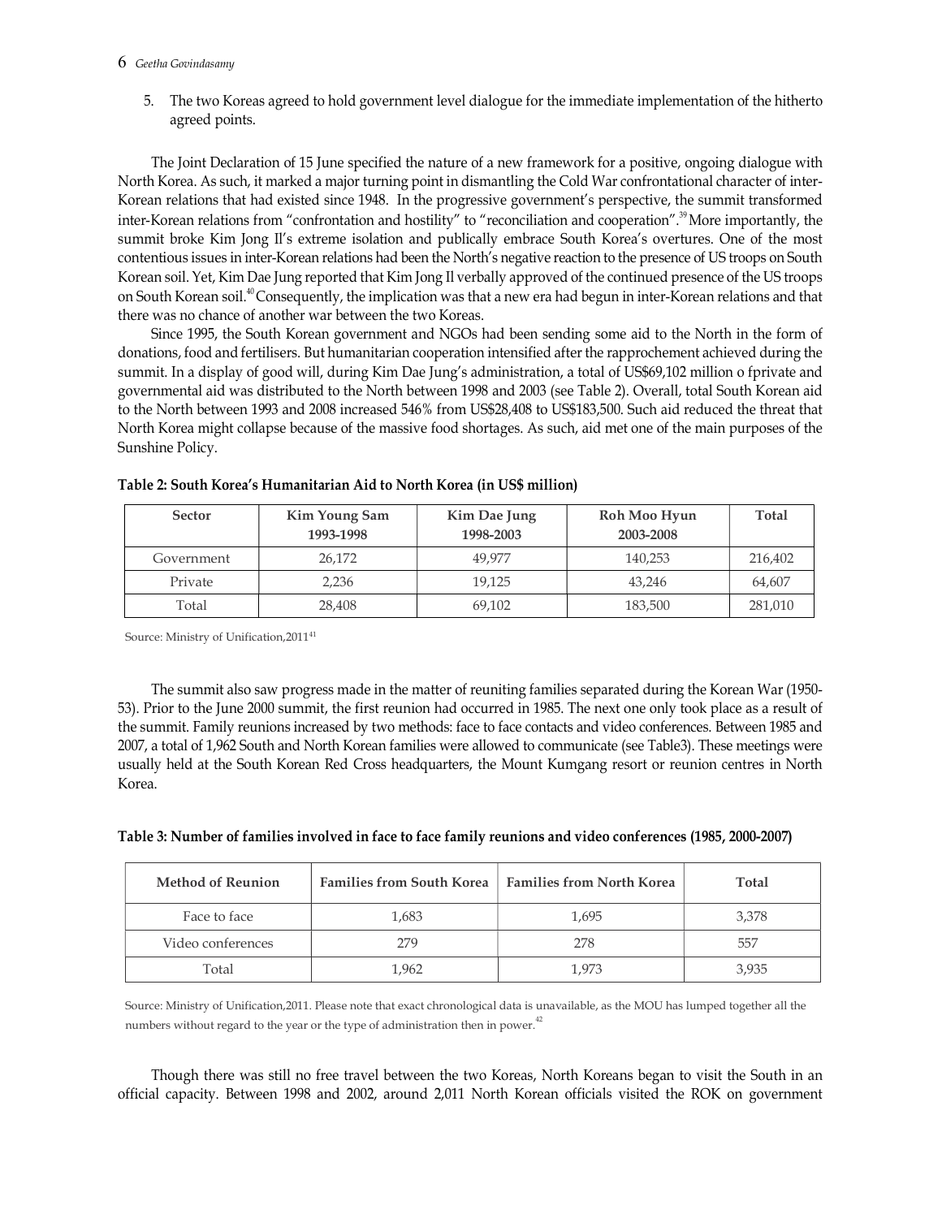5. The two Koreas agreed to hold government level dialogue for the immediate implementation of the hitherto agreed points.

The Joint Declaration of 15 June specified the nature of a new framework for a positive, ongoing dialogue with North Korea. As such, it marked a major turning point in dismantling the Cold War confrontational character of inter-Korean relations that had existed since 1948. In the progressive government's perspective, the summit transformed inter-Korean relations from "confrontation and hostility" to "reconciliation and cooperation".[39] More importantly, the summit broke Kim Jong Il's extreme isolation and publically embrace South Korea's overtures. One of the most contentious issues in inter-Korean relations had been the North's negative reaction to the presence of US troops on South Korean soil. Yet, Kim Dae Jung reported that Kim Jong Il verbally approved of the continued presence of the US troops on South Korean soil.[40] Consequently, the implication was that a new era had begun in inter-Korean relations and that there was no chance of another war between the two Koreas.

Since 1995, the South Korean government and NGOs had been sending some aid to the North in the form of donations, food and fertilisers. But humanitarian cooperation intensified after the rapprochement achieved during the summit. In a display of good will, during Kim Dae Jung's administration, a total of US$69,102 million o fprivate and governmental aid was distributed to the North between 1998 and 2003 (see Table 2). Overall, total South Korean aid to the North between 1993 and 2008 increased 546% from US$28,408 to US$183,500. Such aid reduced the threat that North Korea might collapse because of the massive food shortages. As such, aid met one of the main purposes of the Sunshine Policy.

**Table 2: South Korea's Humanitarian Aid to North Korea (in US$ million)**

| Sector | Kim Young Sam 1993-1998 | Kim Dae Jung 1998-2003 | Roh Moo Hyun 2003-2008 | Total |
|---|---|---|---|---|
| Government | 26,172 | 49,977 | 140,253 | 216,402 |
| Private | 2,236 | 19,125 | 43,246 | 64,607 |
| Total | 28,408 | 69,102 | 183,500 | 281,010 |

Source: Ministry of Unification,2011[41]

The summit also saw progress made in the matter of reuniting families separated during the Korean War (1950-53). Prior to the June 2000 summit, the first reunion had occurred in 1985. The next one only took place as a result of the summit. Family reunions increased by two methods: face to face contacts and video conferences. Between 1985 and 2007, a total of 1,962 South and North Korean families were allowed to communicate (see Table3). These meetings were usually held at the South Korean Red Cross headquarters, the Mount Kumgang resort or reunion centres in North Korea.

**Table 3: Number of families involved in face to face family reunions and video conferences (1985, 2000-2007)**

| Method of Reunion | Families from South Korea | Families from North Korea | Total |
|---|---|---|---|
| Face to face | 1,683 | 1,695 | 3,378 |
| Video conferences | 279 | 278 | 557 |
| Total | 1,962 | 1,973 | 3,935 |

Source: Ministry of Unification,2011. Please note that exact chronological data is unavailable, as the MOU has lumped together all the numbers without regard to the year or the type of administration then in power.[42]

Though there was still no free travel between the two Koreas, North Koreans began to visit the South in an official capacity. Between 1998 and 2002, around 2,011 North Korean officials visited the ROK on government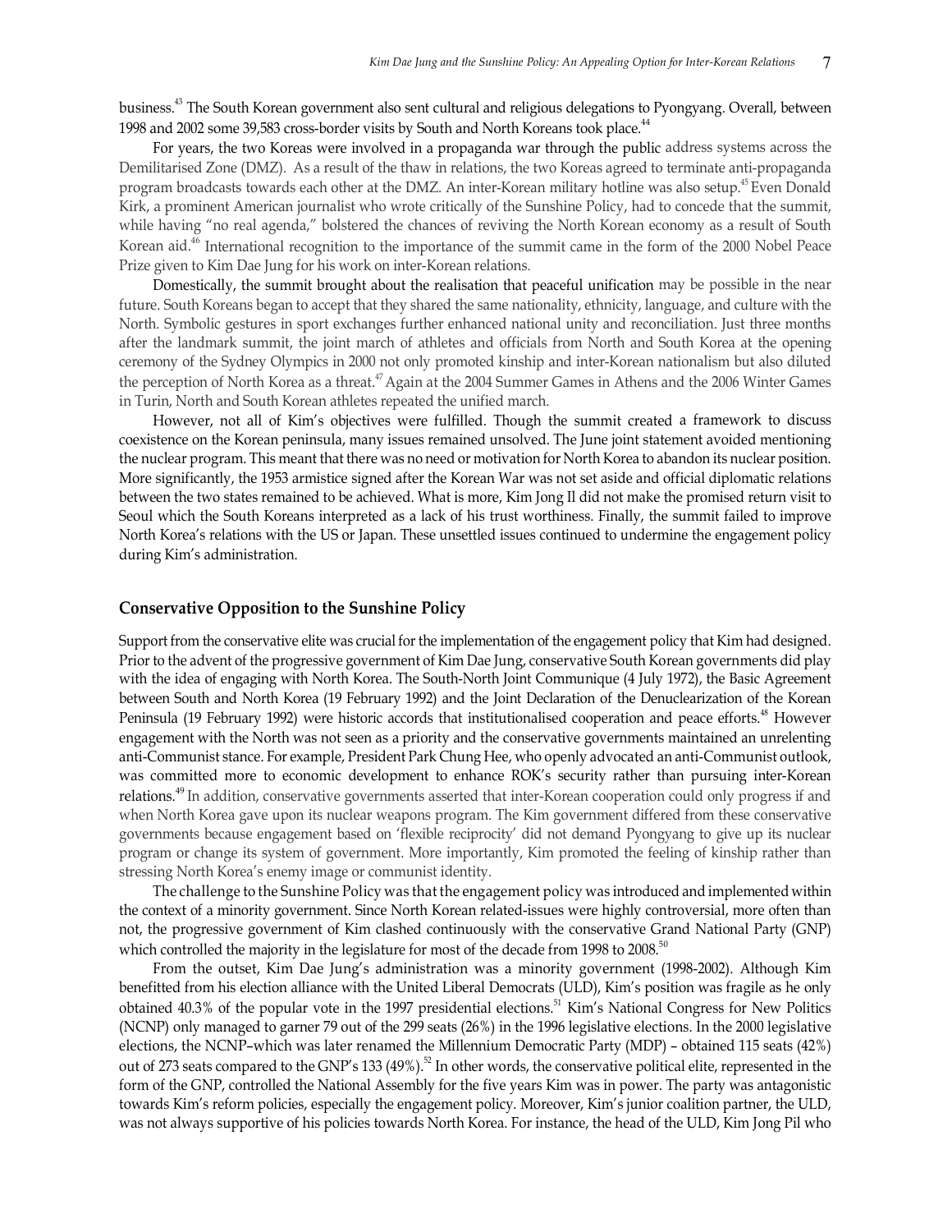business.[43] The South Korean government also sent cultural and religious delegations to Pyongyang. Overall, between 1998 and 2002 some 39,583 cross-border visits by South and North Koreans took place.[44]

For years, the two Koreas were involved in a propaganda war through the public address systems across the Demilitarised Zone (DMZ). As a result of the thaw in relations, the two Koreas agreed to terminate anti-propaganda program broadcasts towards each other at the DMZ. An inter-Korean military hotline was also setup.[45] Even Donald Kirk, a prominent American journalist who wrote critically of the Sunshine Policy, had to concede that the summit, while having "no real agenda," bolstered the chances of reviving the North Korean economy as a result of South Korean aid.[46] International recognition to the importance of the summit came in the form of the 2000 Nobel Peace Prize given to Kim Dae Jung for his work on inter-Korean relations.

Domestically, the summit brought about the realisation that peaceful unification may be possible in the near future. South Koreans began to accept that they shared the same nationality, ethnicity, language, and culture with the North. Symbolic gestures in sport exchanges further enhanced national unity and reconciliation. Just three months after the landmark summit, the joint march of athletes and officials from North and South Korea at the opening ceremony of the Sydney Olympics in 2000 not only promoted kinship and inter-Korean nationalism but also diluted the perception of North Korea as a threat.[47] Again at the 2004 Summer Games in Athens and the 2006 Winter Games in Turin, North and South Korean athletes repeated the unified march.

However, not all of Kim's objectives were fulfilled. Though the summit created a framework to discuss coexistence on the Korean peninsula, many issues remained unsolved. The June joint statement avoided mentioning the nuclear program. This meant that there was no need or motivation for North Korea to abandon its nuclear position. More significantly, the 1953 armistice signed after the Korean War was not set aside and official diplomatic relations between the two states remained to be achieved. What is more, Kim Jong Il did not make the promised return visit to Seoul which the South Koreans interpreted as a lack of his trust worthiness. Finally, the summit failed to improve North Korea's relations with the US or Japan. These unsettled issues continued to undermine the engagement policy during Kim's administration.

## Conservative Opposition to the Sunshine Policy

Support from the conservative elite was crucial for the implementation of the engagement policy that Kim had designed. Prior to the advent of the progressive government of Kim Dae Jung, conservative South Korean governments did play with the idea of engaging with North Korea. The South-North Joint Communique (4 July 1972), the Basic Agreement between South and North Korea (19 February 1992) and the Joint Declaration of the Denuclearization of the Korean Peninsula (19 February 1992) were historic accords that institutionalised cooperation and peace efforts.[48] However engagement with the North was not seen as a priority and the conservative governments maintained an unrelenting anti-Communist stance. For example, President Park Chung Hee, who openly advocated an anti-Communist outlook, was committed more to economic development to enhance ROK's security rather than pursuing inter-Korean relations.[49] In addition, conservative governments asserted that inter-Korean cooperation could only progress if and when North Korea gave upon its nuclear weapons program. The Kim government differed from these conservative governments because engagement based on 'flexible reciprocity' did not demand Pyongyang to give up its nuclear program or change its system of government. More importantly, Kim promoted the feeling of kinship rather than stressing North Korea's enemy image or communist identity.

The challenge to the Sunshine Policy was that the engagement policy was introduced and implemented within the context of a minority government. Since North Korean related-issues were highly controversial, more often than not, the progressive government of Kim clashed continuously with the conservative Grand National Party (GNP) which controlled the majority in the legislature for most of the decade from 1998 to 2008.[50]

From the outset, Kim Dae Jung's administration was a minority government (1998-2002). Although Kim benefitted from his election alliance with the United Liberal Democrats (ULD), Kim's position was fragile as he only obtained 40.3% of the popular vote in the 1997 presidential elections.[51] Kim's National Congress for New Politics (NCNP) only managed to garner 79 out of the 299 seats (26%) in the 1996 legislative elections. In the 2000 legislative elections, the NCNP–which was later renamed the Millennium Democratic Party (MDP) – obtained 115 seats (42%) out of 273 seats compared to the GNP's 133 (49%).[52] In other words, the conservative political elite, represented in the form of the GNP, controlled the National Assembly for the five years Kim was in power. The party was antagonistic towards Kim's reform policies, especially the engagement policy. Moreover, Kim's junior coalition partner, the ULD, was not always supportive of his policies towards North Korea. For instance, the head of the ULD, Kim Jong Pil who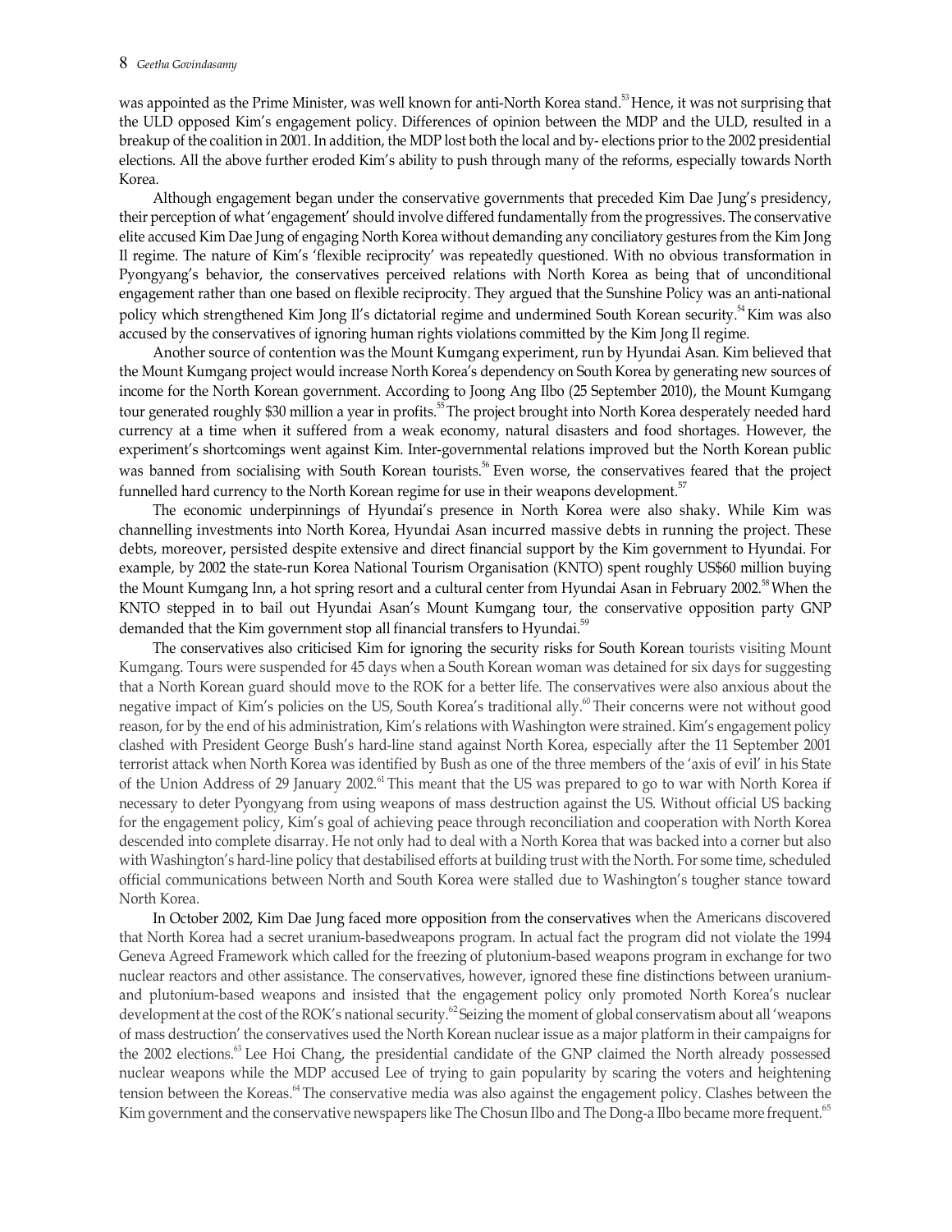was appointed as the Prime Minister, was well known for anti-North Korea stand.[53] Hence, it was not surprising that the ULD opposed Kim's engagement policy. Differences of opinion between the MDP and the ULD, resulted in a breakup of the coalition in 2001. In addition, the MDP lost both the local and by- elections prior to the 2002 presidential elections. All the above further eroded Kim's ability to push through many of the reforms, especially towards North Korea.

Although engagement began under the conservative governments that preceded Kim Dae Jung's presidency, their perception of what 'engagement' should involve differed fundamentally from the progressives. The conservative elite accused Kim Dae Jung of engaging North Korea without demanding any conciliatory gestures from the Kim Jong Il regime. The nature of Kim's 'flexible reciprocity' was repeatedly questioned. With no obvious transformation in Pyongyang's behavior, the conservatives perceived relations with North Korea as being that of unconditional engagement rather than one based on flexible reciprocity. They argued that the Sunshine Policy was an anti-national policy which strengthened Kim Jong Il's dictatorial regime and undermined South Korean security.[54] Kim was also accused by the conservatives of ignoring human rights violations committed by the Kim Jong Il regime.

Another source of contention was the Mount Kumgang experiment, run by Hyundai Asan. Kim believed that the Mount Kumgang project would increase North Korea's dependency on South Korea by generating new sources of income for the North Korean government. According to Joong Ang Ilbo (25 September 2010), the Mount Kumgang tour generated roughly \$30 million a year in profits.[55] The project brought into North Korea desperately needed hard currency at a time when it suffered from a weak economy, natural disasters and food shortages. However, the experiment's shortcomings went against Kim. Inter-governmental relations improved but the North Korean public was banned from socialising with South Korean tourists.[56] Even worse, the conservatives feared that the project funnelled hard currency to the North Korean regime for use in their weapons development.[57]

The economic underpinnings of Hyundai's presence in North Korea were also shaky. While Kim was channelling investments into North Korea, Hyundai Asan incurred massive debts in running the project. These debts, moreover, persisted despite extensive and direct financial support by the Kim government to Hyundai. For example, by 2002 the state-run Korea National Tourism Organisation (KNTO) spent roughly US\$60 million buying the Mount Kumgang Inn, a hot spring resort and a cultural center from Hyundai Asan in February 2002.[58] When the KNTO stepped in to bail out Hyundai Asan's Mount Kumgang tour, the conservative opposition party GNP demanded that the Kim government stop all financial transfers to Hyundai.[59]

The conservatives also criticised Kim for ignoring the security risks for South Korean tourists visiting Mount Kumgang. Tours were suspended for 45 days when a South Korean woman was detained for six days for suggesting that a North Korean guard should move to the ROK for a better life. The conservatives were also anxious about the negative impact of Kim's policies on the US, South Korea's traditional ally.[60] Their concerns were not without good reason, for by the end of his administration, Kim's relations with Washington were strained. Kim's engagement policy clashed with President George Bush's hard-line stand against North Korea, especially after the 11 September 2001 terrorist attack when North Korea was identified by Bush as one of the three members of the 'axis of evil' in his State of the Union Address of 29 January 2002.[61] This meant that the US was prepared to go to war with North Korea if necessary to deter Pyongyang from using weapons of mass destruction against the US. Without official US backing for the engagement policy, Kim's goal of achieving peace through reconciliation and cooperation with North Korea descended into complete disarray. He not only had to deal with a North Korea that was backed into a corner but also with Washington's hard-line policy that destabilised efforts at building trust with the North. For some time, scheduled official communications between North and South Korea were stalled due to Washington's tougher stance toward North Korea.

In October 2002, Kim Dae Jung faced more opposition from the conservatives when the Americans discovered that North Korea had a secret uranium-basedweapons program. In actual fact the program did not violate the 1994 Geneva Agreed Framework which called for the freezing of plutonium-based weapons program in exchange for two nuclear reactors and other assistance. The conservatives, however, ignored these fine distinctions between uranium-and plutonium-based weapons and insisted that the engagement policy only promoted North Korea's nuclear development at the cost of the ROK's national security.[62] Seizing the moment of global conservatism about all 'weapons of mass destruction' the conservatives used the North Korean nuclear issue as a major platform in their campaigns for the 2002 elections.[63] Lee Hoi Chang, the presidential candidate of the GNP claimed the North already possessed nuclear weapons while the MDP accused Lee of trying to gain popularity by scaring the voters and heightening tension between the Koreas.[64] The conservative media was also against the engagement policy. Clashes between the Kim government and the conservative newspapers like The Chosun Ilbo and The Dong-a Ilbo became more frequent.[65]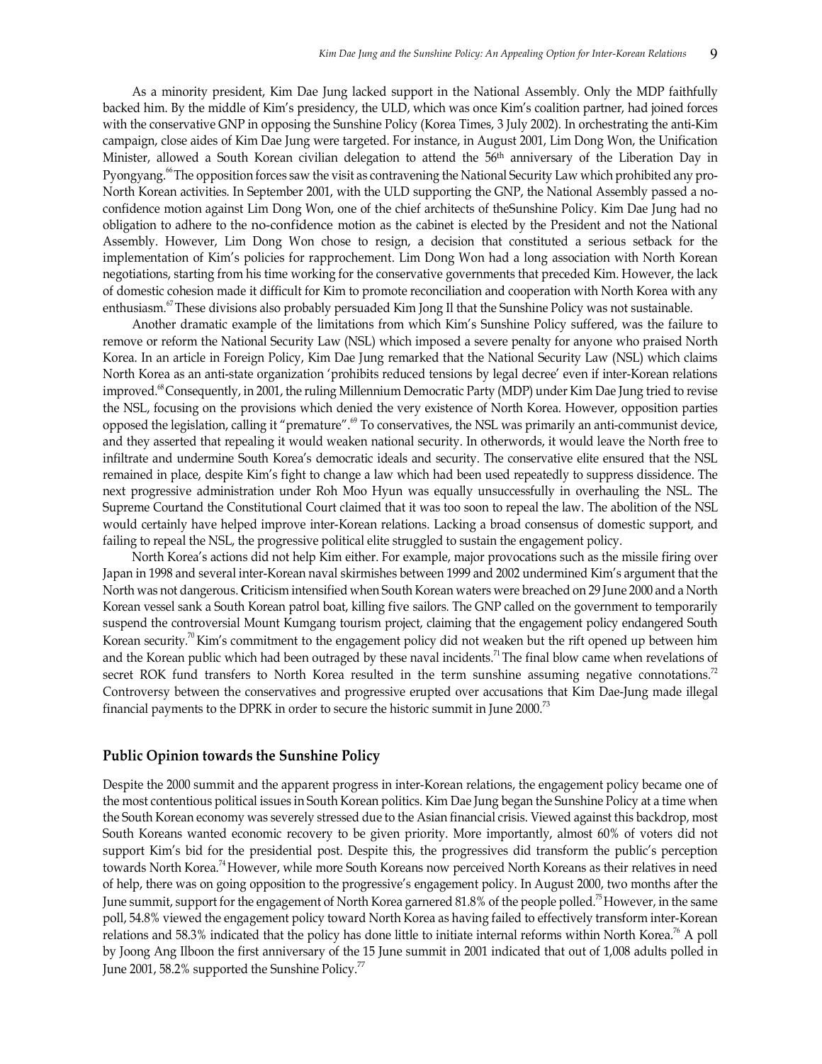As a minority president, Kim Dae Jung lacked support in the National Assembly. Only the MDP faithfully backed him. By the middle of Kim's presidency, the ULD, which was once Kim's coalition partner, had joined forces with the conservative GNP in opposing the Sunshine Policy (Korea Times, 3 July 2002). In orchestrating the anti-Kim campaign, close aides of Kim Dae Jung were targeted. For instance, in August 2001, Lim Dong Won, the Unification Minister, allowed a South Korean civilian delegation to attend the 56th anniversary of the Liberation Day in Pyongyang.[66] The opposition forces saw the visit as contravening the National Security Law which prohibited any pro-North Korean activities. In September 2001, with the ULD supporting the GNP, the National Assembly passed a no-confidence motion against Lim Dong Won, one of the chief architects of theSunshine Policy. Kim Dae Jung had no obligation to adhere to the no-confidence motion as the cabinet is elected by the President and not the National Assembly. However, Lim Dong Won chose to resign, a decision that constituted a serious setback for the implementation of Kim's policies for rapprochement. Lim Dong Won had a long association with North Korean negotiations, starting from his time working for the conservative governments that preceded Kim. However, the lack of domestic cohesion made it difficult for Kim to promote reconciliation and cooperation with North Korea with any enthusiasm.[67] These divisions also probably persuaded Kim Jong Il that the Sunshine Policy was not sustainable.

Another dramatic example of the limitations from which Kim's Sunshine Policy suffered, was the failure to remove or reform the National Security Law (NSL) which imposed a severe penalty for anyone who praised North Korea. In an article in Foreign Policy, Kim Dae Jung remarked that the National Security Law (NSL) which claims North Korea as an anti-state organization 'prohibits reduced tensions by legal decree' even if inter-Korean relations improved.[68] Consequently, in 2001, the ruling Millennium Democratic Party (MDP) under Kim Dae Jung tried to revise the NSL, focusing on the provisions which denied the very existence of North Korea. However, opposition parties opposed the legislation, calling it "premature".[69] To conservatives, the NSL was primarily an anti-communist device, and they asserted that repealing it would weaken national security. In otherwords, it would leave the North free to infiltrate and undermine South Korea's democratic ideals and security. The conservative elite ensured that the NSL remained in place, despite Kim's fight to change a law which had been used repeatedly to suppress dissidence. The next progressive administration under Roh Moo Hyun was equally unsuccessfully in overhauling the NSL. The Supreme Courtand the Constitutional Court claimed that it was too soon to repeal the law. The abolition of the NSL would certainly have helped improve inter-Korean relations. Lacking a broad consensus of domestic support, and failing to repeal the NSL, the progressive political elite struggled to sustain the engagement policy.

North Korea's actions did not help Kim either. For example, major provocations such as the missile firing over Japan in 1998 and several inter-Korean naval skirmishes between 1999 and 2002 undermined Kim's argument that the North was not dangerous. **C**riticism intensified when South Korean waters were breached on 29 June 2000 and a North Korean vessel sank a South Korean patrol boat, killing five sailors. The GNP called on the government to temporarily suspend the controversial Mount Kumgang tourism project, claiming that the engagement policy endangered South Korean security.[70] Kim's commitment to the engagement policy did not weaken but the rift opened up between him and the Korean public which had been outraged by these naval incidents.[71] The final blow came when revelations of secret ROK fund transfers to North Korea resulted in the term sunshine assuming negative connotations.[72] Controversy between the conservatives and progressive erupted over accusations that Kim Dae-Jung made illegal financial payments to the DPRK in order to secure the historic summit in June 2000.[73]

## Public Opinion towards the Sunshine Policy

Despite the 2000 summit and the apparent progress in inter-Korean relations, the engagement policy became one of the most contentious political issues in South Korean politics. Kim Dae Jung began the Sunshine Policy at a time when the South Korean economy was severely stressed due to the Asian financial crisis. Viewed against this backdrop, most South Koreans wanted economic recovery to be given priority. More importantly, almost 60% of voters did not support Kim's bid for the presidential post. Despite this, the progressives did transform the public's perception towards North Korea.[74] However, while more South Koreans now perceived North Koreans as their relatives in need of help, there was on going opposition to the progressive's engagement policy. In August 2000, two months after the June summit, support for the engagement of North Korea garnered 81.8% of the people polled.[75] However, in the same poll, 54.8% viewed the engagement policy toward North Korea as having failed to effectively transform inter-Korean relations and 58.3% indicated that the policy has done little to initiate internal reforms within North Korea.[76] A poll by Joong Ang Ilboon the first anniversary of the 15 June summit in 2001 indicated that out of 1,008 adults polled in June 2001, 58.2% supported the Sunshine Policy.[77]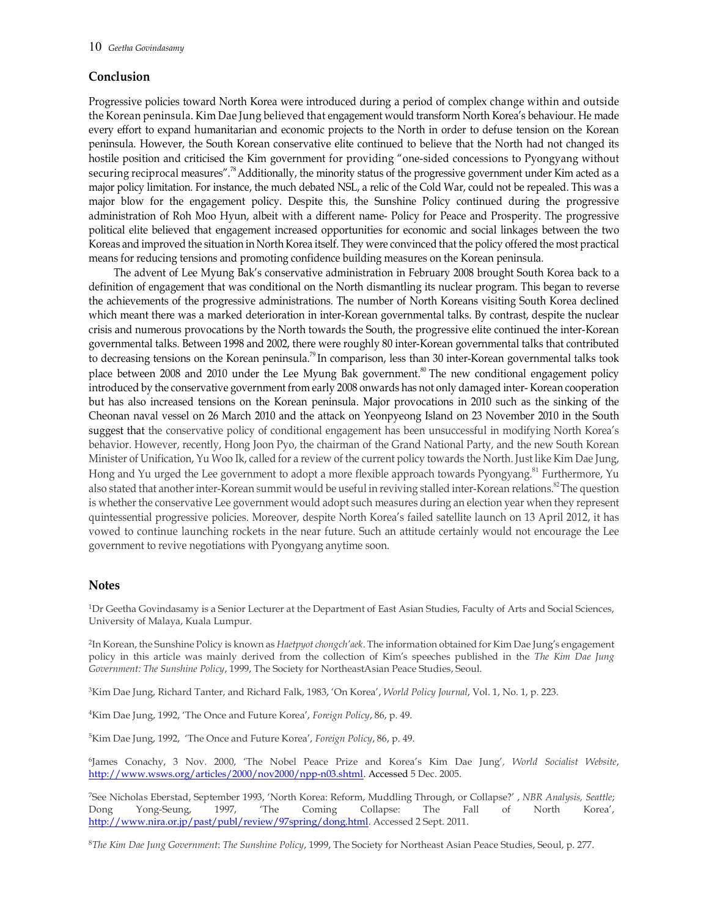## Conclusion

Progressive policies toward North Korea were introduced during a period of complex change within and outside the Korean peninsula. Kim Dae Jung believed that engagement would transform North Korea's behaviour. He made every effort to expand humanitarian and economic projects to the North in order to defuse tension on the Korean peninsula. However, the South Korean conservative elite continued to believe that the North had not changed its hostile position and criticised the Kim government for providing "one-sided concessions to Pyongyang without securing reciprocal measures".[78] Additionally, the minority status of the progressive government under Kim acted as a major policy limitation. For instance, the much debated NSL, a relic of the Cold War, could not be repealed. This was a major blow for the engagement policy. Despite this, the Sunshine Policy continued during the progressive administration of Roh Moo Hyun, albeit with a different name- Policy for Peace and Prosperity. The progressive political elite believed that engagement increased opportunities for economic and social linkages between the two Koreas and improved the situation in North Korea itself. They were convinced that the policy offered the most practical means for reducing tensions and promoting confidence building measures on the Korean peninsula.

The advent of Lee Myung Bak's conservative administration in February 2008 brought South Korea back to a definition of engagement that was conditional on the North dismantling its nuclear program. This began to reverse the achievements of the progressive administrations. The number of North Koreans visiting South Korea declined which meant there was a marked deterioration in inter-Korean governmental talks. By contrast, despite the nuclear crisis and numerous provocations by the North towards the South, the progressive elite continued the inter-Korean governmental talks. Between 1998 and 2002, there were roughly 80 inter-Korean governmental talks that contributed to decreasing tensions on the Korean peninsula.[79] In comparison, less than 30 inter-Korean governmental talks took place between 2008 and 2010 under the Lee Myung Bak government.[80] The new conditional engagement policy introduced by the conservative government from early 2008 onwards has not only damaged inter- Korean cooperation but has also increased tensions on the Korean peninsula. Major provocations in 2010 such as the sinking of the Cheonan naval vessel on 26 March 2010 and the attack on Yeonpyeong Island on 23 November 2010 in the South suggest that the conservative policy of conditional engagement has been unsuccessful in modifying North Korea's behavior. However, recently, Hong Joon Pyo, the chairman of the Grand National Party, and the new South Korean Minister of Unification, Yu Woo Ik, called for a review of the current policy towards the North. Just like Kim Dae Jung, Hong and Yu urged the Lee government to adopt a more flexible approach towards Pyongyang.[81] Furthermore, Yu also stated that another inter-Korean summit would be useful in reviving stalled inter-Korean relations.[82] The question is whether the conservative Lee government would adopt such measures during an election year when they represent quintessential progressive policies. Moreover, despite North Korea's failed satellite launch on 13 April 2012, it has vowed to continue launching rockets in the near future. Such an attitude certainly would not encourage the Lee government to revive negotiations with Pyongyang anytime soon.

## Notes

[1]Dr Geetha Govindasamy is a Senior Lecturer at the Department of East Asian Studies, Faculty of Arts and Social Sciences, University of Malaya, Kuala Lumpur.

[2]In Korean, the Sunshine Policy is known as *Haetpyot chongch'aek*. The information obtained for Kim Dae Jung's engagement policy in this article was mainly derived from the collection of Kim's speeches published in the *The Kim Dae Jung Government: The Sunshine Policy*, 1999, The Society for NortheastAsian Peace Studies, Seoul.

[3]Kim Dae Jung, Richard Tanter, and Richard Falk, 1983, 'On Korea', *World Policy Journal*, Vol. 1, No. 1, p. 223.

[4]Kim Dae Jung, 1992, 'The Once and Future Korea', *Foreign Policy*, 86, p. 49.

[5]Kim Dae Jung, 1992, 'The Once and Future Korea', *Foreign Policy*, 86, p. 49.

[6]James Conachy, 3 Nov. 2000, 'The Nobel Peace Prize and Korea's Kim Dae Jung', *World Socialist Website*, http://www.wsws.org/articles/2000/nov2000/npp-n03.shtml. Accessed 5 Dec. 2005.

[7]See Nicholas Eberstad, September 1993, 'North Korea: Reform, Muddling Through, or Collapse?' , *NBR Analysis, Seattle*; Dong Yong-Seung, 1997, 'The Coming Collapse: The Fall of North Korea', http://www.nira.or.jp/past/publ/review/97spring/dong.html. Accessed 2 Sept. 2011.

[8]*The Kim Dae Jung Government*: *The Sunshine Policy*, 1999, The Society for Northeast Asian Peace Studies, Seoul, p. 277.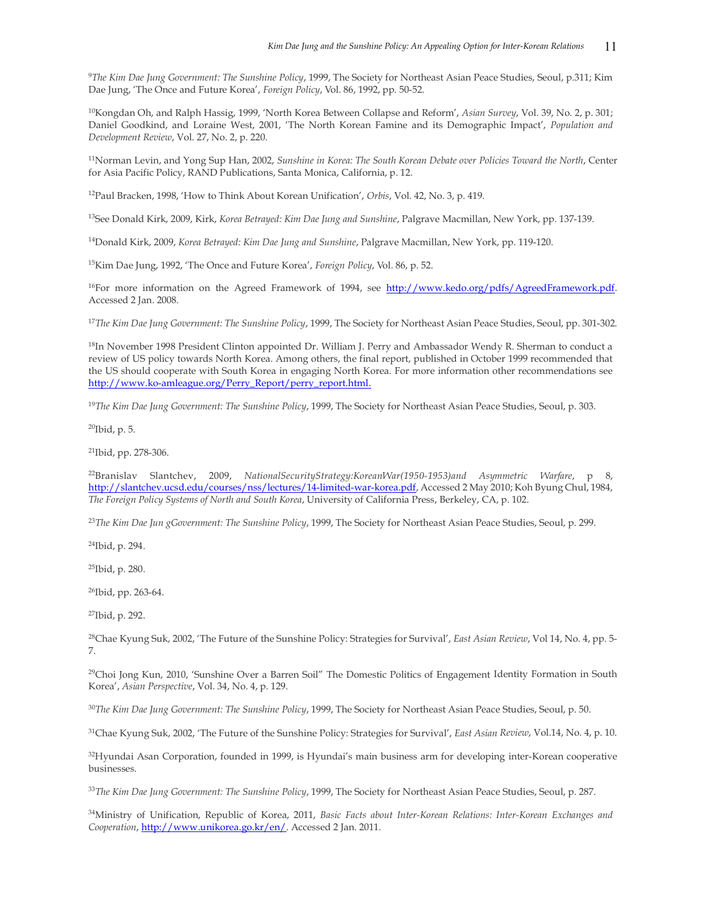[9]*The Kim Dae Jung Government: The Sunshine Policy*, 1999, The Society for Northeast Asian Peace Studies, Seoul, p.311; Kim Dae Jung, 'The Once and Future Korea', *Foreign Policy*, Vol. 86, 1992, pp. 50-52.

[10]Kongdan Oh, and Ralph Hassig, 1999, 'North Korea Between Collapse and Reform', *Asian Survey*, Vol. 39, No. 2, p. 301; Daniel Goodkind, and Loraine West, 2001, 'The North Korean Famine and its Demographic Impact', *Population and Development Review*, Vol. 27, No. 2, p. 220.

[11]Norman Levin, and Yong Sup Han, 2002, *Sunshine in Korea: The South Korean Debate over Policies Toward the North*, Center for Asia Pacific Policy, RAND Publications, Santa Monica, California, p. 12.

[12]Paul Bracken, 1998, 'How to Think About Korean Unification', *Orbis*, Vol. 42, No. 3, p. 419.

[13]See Donald Kirk, 2009, Kirk, *Korea Betrayed: Kim Dae Jung and Sunshine*, Palgrave Macmillan, New York, pp. 137-139.

[14]Donald Kirk, 2009, *Korea Betrayed: Kim Dae Jung and Sunshine*, Palgrave Macmillan, New York, pp. 119-120.

[15]Kim Dae Jung, 1992, 'The Once and Future Korea', *Foreign Policy*, Vol. 86, p. 52.

[16]For more information on the Agreed Framework of 1994, see http://www.kedo.org/pdfs/AgreedFramework.pdf. Accessed 2 Jan. 2008.

[17]*The Kim Dae Jung Government: The Sunshine Policy*, 1999, The Society for Northeast Asian Peace Studies, Seoul, pp. 301-302.

[18]In November 1998 President Clinton appointed Dr. William J. Perry and Ambassador Wendy R. Sherman to conduct a review of US policy towards North Korea. Among others, the final report, published in October 1999 recommended that the US should cooperate with South Korea in engaging North Korea. For more information other recommendations see http://www.ko-amleague.org/Perry_Report/perry_report.html.

[19]*The Kim Dae Jung Government: The Sunshine Policy*, 1999, The Society for Northeast Asian Peace Studies, Seoul, p. 303.

[20]Ibid, p. 5.

[21]Ibid, pp. 278-306.

[22]Branislav Slantchev, 2009, *NationalSecurityStrategy:KoreanWar(1950-1953)and Asymmetric Warfare*, p 8, http://slantchev.ucsd.edu/courses/nss/lectures/14-limited-war-korea.pdf, Accessed 2 May 2010; Koh Byung Chul, 1984, *The Foreign Policy Systems of North and South Korea*, University of California Press, Berkeley, CA, p. 102.

[23]*The Kim Dae Jun gGovernment: The Sunshine Policy*, 1999, The Society for Northeast Asian Peace Studies, Seoul, p. 299.

[24]Ibid, p. 294.

[25]Ibid, p. 280.

[26]Ibid, pp. 263-64.

[27]Ibid, p. 292.

[28]Chae Kyung Suk, 2002, 'The Future of the Sunshine Policy: Strategies for Survival', *East Asian Review*, Vol 14, No. 4, pp. 5-7.

[29]Choi Jong Kun, 2010, 'Sunshine Over a Barren Soil" The Domestic Politics of Engagement Identity Formation in South Korea', *Asian Perspective*, Vol. 34, No. 4, p. 129.

[30]*The Kim Dae Jung Government: The Sunshine Policy*, 1999, The Society for Northeast Asian Peace Studies, Seoul, p. 50.

[31]Chae Kyung Suk, 2002, 'The Future of the Sunshine Policy: Strategies for Survival', *East Asian Review*, Vol.14, No. 4, p. 10.

[32]Hyundai Asan Corporation, founded in 1999, is Hyundai's main business arm for developing inter-Korean cooperative businesses.

[33]*The Kim Dae Jung Government: The Sunshine Policy*, 1999, The Society for Northeast Asian Peace Studies, Seoul, p. 287.

[34]Ministry of Unification, Republic of Korea, 2011, *Basic Facts about Inter-Korean Relations: Inter-Korean Exchanges and Cooperation*, http://www.unikorea.go.kr/en/. Accessed 2 Jan. 2011.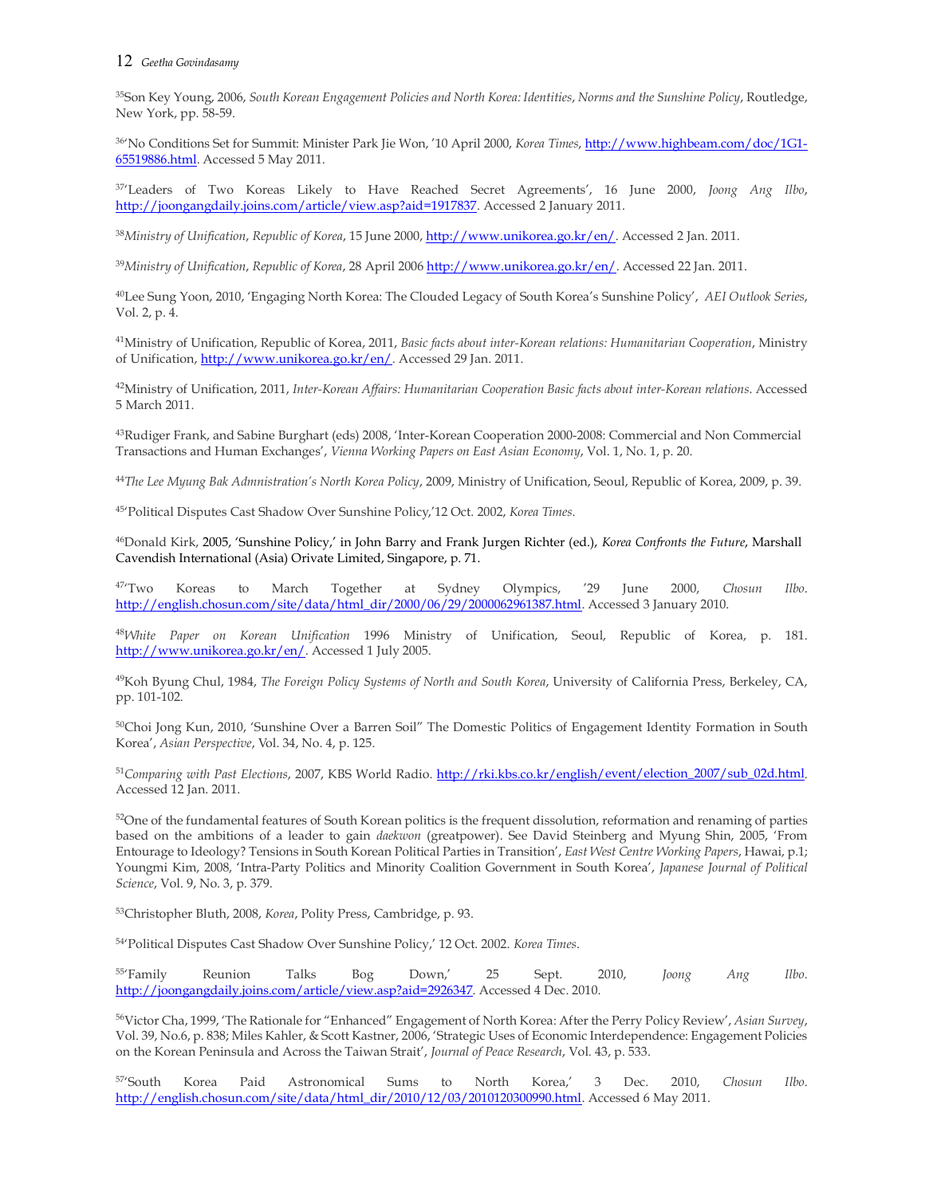[35]Son Key Young, 2006, *South Korean Engagement Policies and North Korea: Identities, Norms and the Sunshine Policy*, Routledge, New York, pp. 58-59.

[36]'No Conditions Set for Summit: Minister Park Jie Won, '10 April 2000, *Korea Times*, http://www.highbeam.com/doc/1G1-65519886.html. Accessed 5 May 2011.

[37]'Leaders of Two Koreas Likely to Have Reached Secret Agreements', 16 June 2000, *Joong Ang Ilbo*, http://joongangdaily.joins.com/article/view.asp?aid=1917837. Accessed 2 January 2011.

[38]*Ministry of Unification*, *Republic of Korea*, 15 June 2000, http://www.unikorea.go.kr/en/. Accessed 2 Jan. 2011.

[39]*Ministry of Unification*, *Republic of Korea*, 28 April 2006 http://www.unikorea.go.kr/en/. Accessed 22 Jan. 2011.

[40]Lee Sung Yoon, 2010, 'Engaging North Korea: The Clouded Legacy of South Korea's Sunshine Policy', *AEI Outlook Series*, Vol. 2, p. 4.

[41]Ministry of Unification, Republic of Korea, 2011, *Basic facts about inter-Korean relations: Humanitarian Cooperation*, Ministry of Unification, http://www.unikorea.go.kr/en/. Accessed 29 Jan. 2011.

[42]Ministry of Unification, 2011, *Inter-Korean Affairs: Humanitarian Cooperation Basic facts about inter-Korean relations*. Accessed 5 March 2011.

[43]Rudiger Frank, and Sabine Burghart (eds) 2008, 'Inter-Korean Cooperation 2000-2008: Commercial and Non Commercial Transactions and Human Exchanges', *Vienna Working Papers on East Asian Economy*, Vol. 1, No. 1, p. 20.

[44]*The Lee Myung Bak Admnistration's North Korea Policy*, 2009, Ministry of Unification, Seoul, Republic of Korea, 2009, p. 39.

[45]'Political Disputes Cast Shadow Over Sunshine Policy,'12 Oct. 2002, *Korea Times*.

[46]Donald Kirk, 2005, 'Sunshine Policy,' in John Barry and Frank Jurgen Richter (ed.), *Korea Confronts the Future*, Marshall Cavendish International (Asia) Orivate Limited, Singapore, p. 71.

[47]'Two Koreas to March Together at Sydney Olympics, '29 June 2000, *Chosun Ilbo*. http://english.chosun.com/site/data/html_dir/2000/06/29/2000062961387.html. Accessed 3 January 2010.

[48]*White Paper on Korean Unification* 1996 Ministry of Unification, Seoul, Republic of Korea, p. 181. http://www.unikorea.go.kr/en/. Accessed 1 July 2005.

[49]Koh Byung Chul, 1984, *The Foreign Policy Systems of North and South Korea*, University of California Press, Berkeley, CA, pp. 101-102.

[50]Choi Jong Kun, 2010, 'Sunshine Over a Barren Soil" The Domestic Politics of Engagement Identity Formation in South Korea', *Asian Perspective*, Vol. 34, No. 4, p. 125.

[51]*Comparing with Past Elections*, 2007, KBS World Radio. http://rki.kbs.co.kr/english/event/election_2007/sub_02d.html. Accessed 12 Jan. 2011.

[52]One of the fundamental features of South Korean politics is the frequent dissolution, reformation and renaming of parties based on the ambitions of a leader to gain *daekwon* (greatpower). See David Steinberg and Myung Shin, 2005, 'From Entourage to Ideology? Tensions in South Korean Political Parties in Transition', *East West Centre Working Papers*, Hawai, p.1; Youngmi Kim, 2008, 'Intra-Party Politics and Minority Coalition Government in South Korea', *Japanese Journal of Political Science*, Vol. 9, No. 3, p. 379.

[53]Christopher Bluth, 2008, *Korea*, Polity Press, Cambridge, p. 93.

[54]'Political Disputes Cast Shadow Over Sunshine Policy,' 12 Oct. 2002. *Korea Times*.

[55]'Family Reunion Talks Bog Down,' 25 Sept. 2010, *Joong Ang Ilbo*. http://joongangdaily.joins.com/article/view.asp?aid=2926347. Accessed 4 Dec. 2010.

[56]Victor Cha, 1999, 'The Rationale for "Enhanced" Engagement of North Korea: After the Perry Policy Review', *Asian Survey*, Vol. 39, No.6, p. 838; Miles Kahler, & Scott Kastner, 2006, 'Strategic Uses of Economic Interdependence: Engagement Policies on the Korean Peninsula and Across the Taiwan Strait', *Journal of Peace Research*, Vol. 43, p. 533.

[57]'South Korea Paid Astronomical Sums to North Korea,' 3 Dec. 2010, *Chosun Ilbo*. http://english.chosun.com/site/data/html_dir/2010/12/03/2010120300990.html. Accessed 6 May 2011.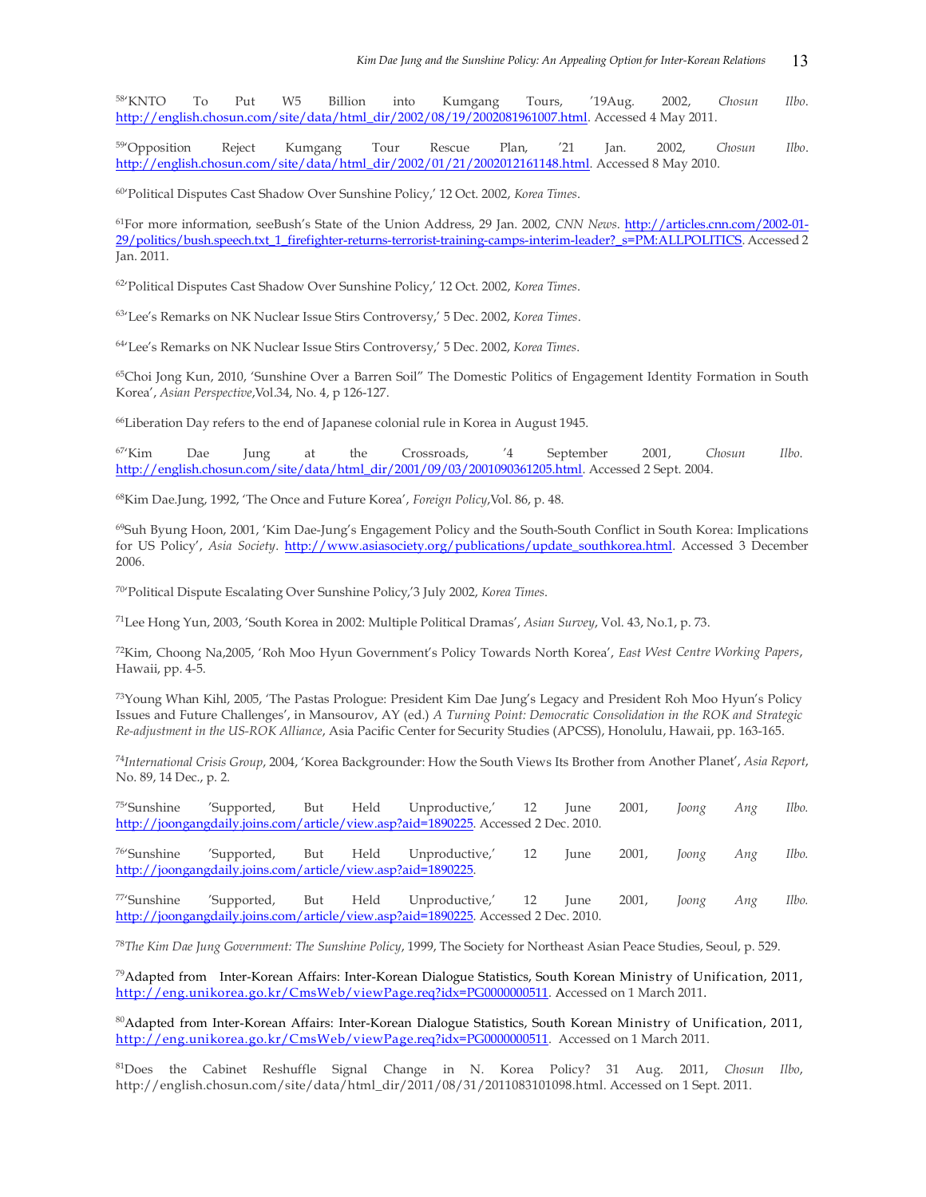[58]'KNTO To Put W5 Billion into Kumgang Tours, '19Aug. 2002, *Chosun Ilbo*. http://english.chosun.com/site/data/html_dir/2002/08/19/2002081961007.html. Accessed 4 May 2011.

[59]'Opposition Reject Kumgang Tour Rescue Plan, '21 Jan. 2002, *Chosun Ilbo*. http://english.chosun.com/site/data/html_dir/2002/01/21/2002012161148.html. Accessed 8 May 2010.

[60]'Political Disputes Cast Shadow Over Sunshine Policy,' 12 Oct. 2002, *Korea Times*.

[61]For more information, seeBush's State of the Union Address, 29 Jan. 2002, *CNN News*. http://articles.cnn.com/2002-01-29/politics/bush.speech.txt_1_firefighter-returns-terrorist-training-camps-interim-leader?_s=PM:ALLPOLITICS. Accessed 2 Jan. 2011.

[62]'Political Disputes Cast Shadow Over Sunshine Policy,' 12 Oct. 2002, *Korea Times*.

[63]'Lee's Remarks on NK Nuclear Issue Stirs Controversy,' 5 Dec. 2002, *Korea Times*.

[64]'Lee's Remarks on NK Nuclear Issue Stirs Controversy,' 5 Dec. 2002, *Korea Times*.

[65]Choi Jong Kun, 2010, 'Sunshine Over a Barren Soil" The Domestic Politics of Engagement Identity Formation in South Korea', *Asian Perspective*,Vol.34, No. 4, p 126-127.

[66]Liberation Day refers to the end of Japanese colonial rule in Korea in August 1945.

[67]'Kim Dae Jung at the Crossroads, '4 September 2001, *Chosun Ilbo*. http://english.chosun.com/site/data/html_dir/2001/09/03/2001090361205.html. Accessed 2 Sept. 2004.

[68]Kim Dae.Jung, 1992, 'The Once and Future Korea', *Foreign Policy*,Vol. 86, p. 48.

[69]Suh Byung Hoon, 2001, 'Kim Dae-Jung's Engagement Policy and the South-South Conflict in South Korea: Implications for US Policy', *Asia Society*. http://www.asiasociety.org/publications/update_southkorea.html. Accessed 3 December 2006.

[70]'Political Dispute Escalating Over Sunshine Policy,'3 July 2002, *Korea Times*.

[71]Lee Hong Yun, 2003, 'South Korea in 2002: Multiple Political Dramas', *Asian Survey*, Vol. 43, No.1, p. 73.

[72]Kim, Choong Na,2005, 'Roh Moo Hyun Government's Policy Towards North Korea', *East West Centre Working Papers*, Hawaii, pp. 4-5.

[73]Young Whan Kihl, 2005, 'The Pastas Prologue: President Kim Dae Jung's Legacy and President Roh Moo Hyun's Policy Issues and Future Challenges', in Mansourov, AY (ed.) *A Turning Point: Democratic Consolidation in the ROK and Strategic Re-adjustment in the US-ROK Alliance*, Asia Pacific Center for Security Studies (APCSS), Honolulu, Hawaii, pp. 163-165.

[74]*International Crisis Group*, 2004, 'Korea Backgrounder: How the South Views Its Brother from Another Planet', *Asia Report*, No. 89, 14 Dec., p. 2.

[75]'Sunshine 'Supported, But Held Unproductive,' 12 June 2001, *Joong Ang Ilbo.* http://joongangdaily.joins.com/article/view.asp?aid=1890225. Accessed 2 Dec. 2010.

[76]'Sunshine 'Supported, But Held Unproductive,' 12 June 2001, *Joong Ang Ilbo.* http://joongangdaily.joins.com/article/view.asp?aid=1890225.

[77]'Sunshine 'Supported, But Held Unproductive,' 12 June 2001, *Joong Ang Ilbo.* http://joongangdaily.joins.com/article/view.asp?aid=1890225. Accessed 2 Dec. 2010.

[78]*The Kim Dae Jung Government: The Sunshine Policy*, 1999, The Society for Northeast Asian Peace Studies, Seoul, p. 529.

[79]Adapted from Inter-Korean Affairs: Inter-Korean Dialogue Statistics, South Korean Ministry of Unification, 2011, http://eng.unikorea.go.kr/CmsWeb/viewPage.req?idx=PG0000000511. Accessed on 1 March 2011.

[80]Adapted from Inter-Korean Affairs: Inter-Korean Dialogue Statistics, South Korean Ministry of Unification, 2011, http://eng.unikorea.go.kr/CmsWeb/viewPage.req?idx=PG0000000511. Accessed on 1 March 2011.

[81]Does the Cabinet Reshuffle Signal Change in N. Korea Policy? 31 Aug. 2011, *Chosun Ilbo*, http://english.chosun.com/site/data/html_dir/2011/08/31/2011083101098.html. Accessed on 1 Sept. 2011.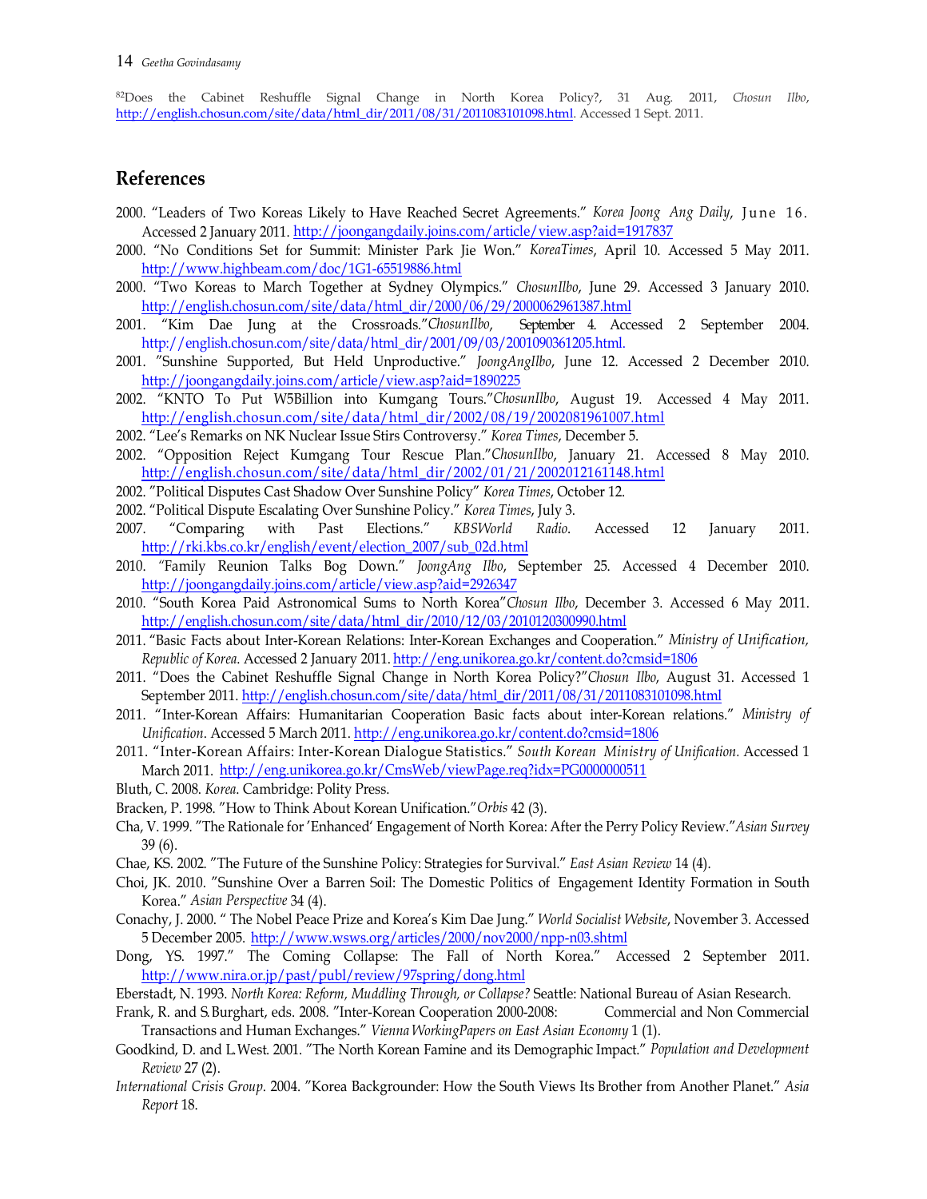[82]Does the Cabinet Reshuffle Signal Change in North Korea Policy?, 31 Aug. 2011, *Chosun Ilbo*, http://english.chosun.com/site/data/html_dir/2011/08/31/2011083101098.html. Accessed 1 Sept. 2011.

## References

2000. "Leaders of Two Koreas Likely to Have Reached Secret Agreements." *Korea Joong Ang Daily*, June 16. Accessed 2 January 2011. http://joongangdaily.joins.com/article/view.asp?aid=1917837

2000. "No Conditions Set for Summit: Minister Park Jie Won." *KoreaTimes*, April 10. Accessed 5 May 2011. http://www.highbeam.com/doc/1G1-65519886.html

2000. "Two Koreas to March Together at Sydney Olympics." *ChosunIlbo*, June 29. Accessed 3 January 2010. http://english.chosun.com/site/data/html_dir/2000/06/29/2000062961387.html

2001. "Kim Dae Jung at the Crossroads."*ChosunIlbo*, September 4. Accessed 2 September 2004. http://english.chosun.com/site/data/html_dir/2001/09/03/2001090361205.html.

2001. "Sunshine Supported, But Held Unproductive." *JoongAngIlbo*, June 12. Accessed 2 December 2010. http://joongangdaily.joins.com/article/view.asp?aid=1890225

2002. "KNTO To Put W5Billion into Kumgang Tours."*ChosunIlbo*, August 19. Accessed 4 May 2011. http://english.chosun.com/site/data/html_dir/2002/08/19/2002081961007.html

2002. "Lee's Remarks on NK Nuclear Issue Stirs Controversy." *Korea Times*, December 5.

2002. "Opposition Reject Kumgang Tour Rescue Plan."*ChosunIlbo*, January 21. Accessed 8 May 2010. http://english.chosun.com/site/data/html_dir/2002/01/21/2002012161148.html

2002. "Political Disputes Cast Shadow Over Sunshine Policy" *Korea Times*, October 12.

2002. "Political Dispute Escalating Over Sunshine Policy." *Korea Times*, July 3.

2007. "Comparing with Past Elections." *KBSWorld Radio*. Accessed 12 January 2011. http://rki.kbs.co.kr/english/event/election_2007/sub_02d.html

2010. "Family Reunion Talks Bog Down." *JoongAng Ilbo*, September 25. Accessed 4 December 2010. http://joongangdaily.joins.com/article/view.asp?aid=2926347

2010. "South Korea Paid Astronomical Sums to North Korea"*Chosun Ilbo*, December 3. Accessed 6 May 2011. http://english.chosun.com/site/data/html_dir/2010/12/03/2010120300990.html

2011. "Basic Facts about Inter-Korean Relations: Inter-Korean Exchanges and Cooperation." *Ministry of Unification, Republic of Korea*. Accessed 2 January 2011. http://eng.unikorea.go.kr/content.do?cmsid=1806

2011. "Does the Cabinet Reshuffle Signal Change in North Korea Policy?"*Chosun Ilbo*, August 31. Accessed 1 September 2011. http://english.chosun.com/site/data/html_dir/2011/08/31/2011083101098.html

2011. "Inter-Korean Affairs: Humanitarian Cooperation Basic facts about inter-Korean relations." *Ministry of Unification*. Accessed 5 March 2011. http://eng.unikorea.go.kr/content.do?cmsid=1806

2011. "Inter-Korean Affairs: Inter-Korean Dialogue Statistics." *South Korean Ministry of Unification.* Accessed 1 March 2011. http://eng.unikorea.go.kr/CmsWeb/viewPage.req?idx=PG0000000511

Bluth, C. 2008. *Korea*. Cambridge: Polity Press.

Bracken, P. 1998. "How to Think About Korean Unification."*Orbis* 42 (3).

Cha, V. 1999. "The Rationale for 'Enhanced' Engagement of North Korea: After the Perry Policy Review."*Asian Survey* 39 (6).

Chae, KS. 2002. "The Future of the Sunshine Policy: Strategies for Survival." *East Asian Review* 14 (4).

Choi, JK. 2010. "Sunshine Over a Barren Soil: The Domestic Politics of Engagement Identity Formation in South Korea." *Asian Perspective* 34 (4).

Conachy, J. 2000. " The Nobel Peace Prize and Korea's Kim Dae Jung." *World Socialist Website*, November 3. Accessed 5 December 2005. http://www.wsws.org/articles/2000/nov2000/npp-n03.shtml

Dong, YS. 1997." The Coming Collapse: The Fall of North Korea." Accessed 2 September 2011. http://www.nira.or.jp/past/publ/review/97spring/dong.html

Eberstadt, N. 1993. *North Korea: Reform, Muddling Through, or Collapse?* Seattle: National Bureau of Asian Research.

Frank, R. and S.Burghart, eds. 2008. "Inter-Korean Cooperation 2000-2008: Commercial and Non Commercial Transactions and Human Exchanges." *Vienna WorkingPapers on East Asian Economy* 1 (1).

Goodkind, D. and L.West. 2001. "The North Korean Famine and its Demographic Impact." *Population and Development Review* 27 (2).

*International Crisis Group*. 2004. "Korea Backgrounder: How the South Views Its Brother from Another Planet." *Asia Report* 18.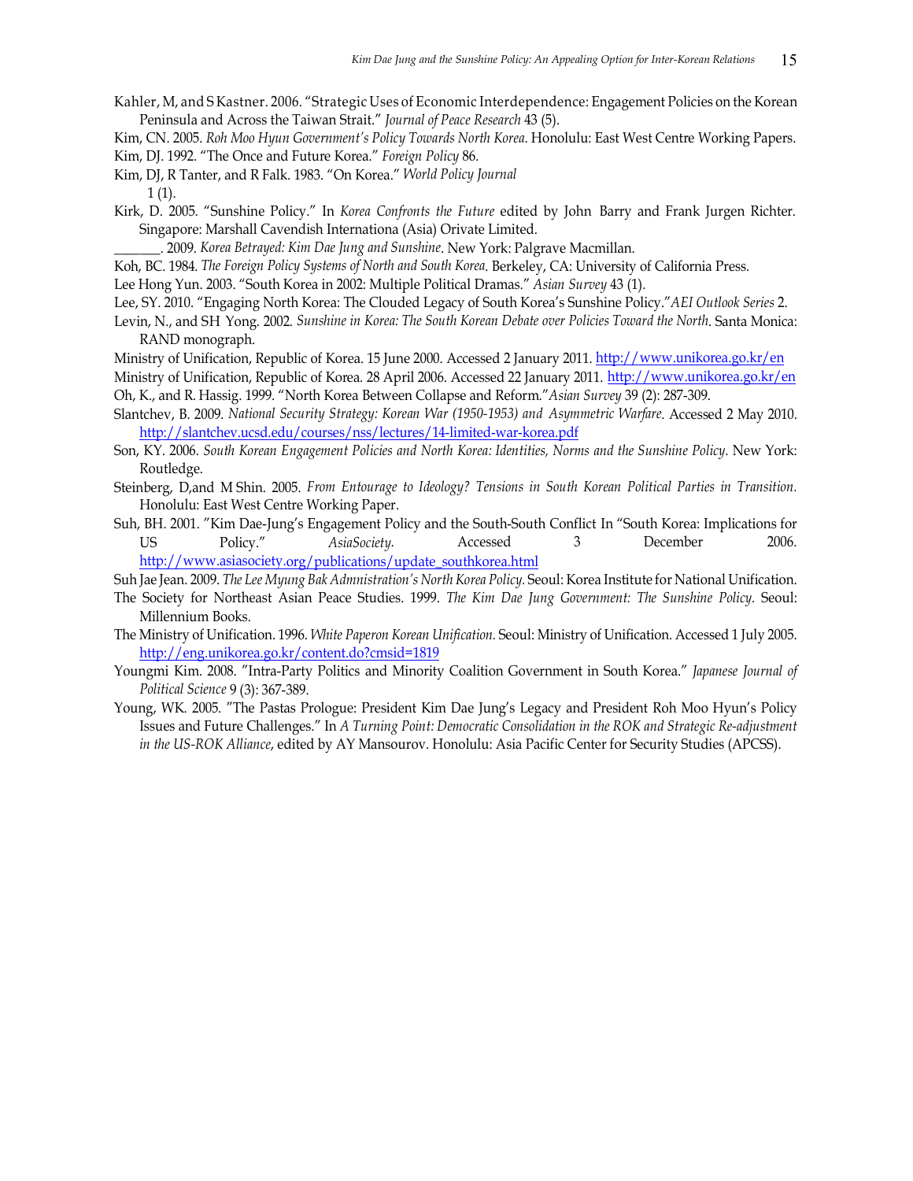Kahler, M, and S Kastner. 2006. "Strategic Uses of Economic Interdependence: Engagement Policies on the Korean Peninsula and Across the Taiwan Strait." *Journal of Peace Research* 43 (5).

Kim, CN. 2005. *Roh Moo Hyun Government's Policy Towards North Korea*. Honolulu: East West Centre Working Papers.

Kim, DJ. 1992. "The Once and Future Korea." *Foreign Policy* 86.

Kim, DJ, R Tanter, and R Falk. 1983. "On Korea." *World Policy Journal* 1 (1).

Kirk, D. 2005. "Sunshine Policy." In *Korea Confronts the Future* edited by John Barry and Frank Jurgen Richter. Singapore: Marshall Cavendish Internationa (Asia) Orivate Limited.

_______. 2009. *Korea Betrayed: Kim Dae Jung and Sunshine*. New York: Palgrave Macmillan.

Koh, BC. 1984. *The Foreign Policy Systems of North and South Korea*. Berkeley, CA: University of California Press.

Lee Hong Yun. 2003. "South Korea in 2002: Multiple Political Dramas." *Asian Survey* 43 (1).

Lee, SY. 2010. "Engaging North Korea: The Clouded Legacy of South Korea's Sunshine Policy."*AEI Outlook Series* 2.

Levin, N., and SH Yong. 2002. *Sunshine in Korea: The South Korean Debate over Policies Toward the North*. Santa Monica: RAND monograph.

Ministry of Unification, Republic of Korea. 15 June 2000. Accessed 2 January 2011. http://www.unikorea.go.kr/en

Ministry of Unification, Republic of Korea. 28 April 2006. Accessed 22 January 2011. http://www.unikorea.go.kr/en

Oh, K., and R. Hassig. 1999. "North Korea Between Collapse and Reform."*Asian Survey* 39 (2): 287-309.

Slantchev, B. 2009. *National Security Strategy: Korean War (1950-1953) and Asymmetric Warfare*. Accessed 2 May 2010. http://slantchev.ucsd.edu/courses/nss/lectures/14-limited-war-korea.pdf

Son, KY. 2006. *South Korean Engagement Policies and North Korea: Identities, Norms and the Sunshine Policy*. New York: Routledge.

Steinberg, D,and M Shin. 2005. *From Entourage to Ideology? Tensions in South Korean Political Parties in Transition.* Honolulu: East West Centre Working Paper.

Suh, BH. 2001. "Kim Dae-Jung's Engagement Policy and the South-South Conflict In "South Korea: Implications for US Policy." *AsiaSociety*. Accessed 3 December 2006. http://www.asiasociety.org/publications/update_southkorea.html

Suh Jae Jean. 2009. *The Lee Myung Bak Admnistration's North Korea Policy.* Seoul: Korea Institute for National Unification.

The Society for Northeast Asian Peace Studies. 1999. *The Kim Dae Jung Government: The Sunshine Policy*. Seoul: Millennium Books.

The Ministry of Unification. 1996. *White Paperon Korean Unification*. Seoul: Ministry of Unification. Accessed 1 July 2005. http://eng.unikorea.go.kr/content.do?cmsid=1819

Youngmi Kim. 2008. "Intra-Party Politics and Minority Coalition Government in South Korea." *Japanese Journal of Political Science* 9 (3): 367-389.

Young, WK. 2005. "The Pastas Prologue: President Kim Dae Jung's Legacy and President Roh Moo Hyun's Policy Issues and Future Challenges." In *A Turning Point: Democratic Consolidation in the ROK and Strategic Re-adjustment in the US-ROK Alliance*, edited by AY Mansourov. Honolulu: Asia Pacific Center for Security Studies (APCSS).